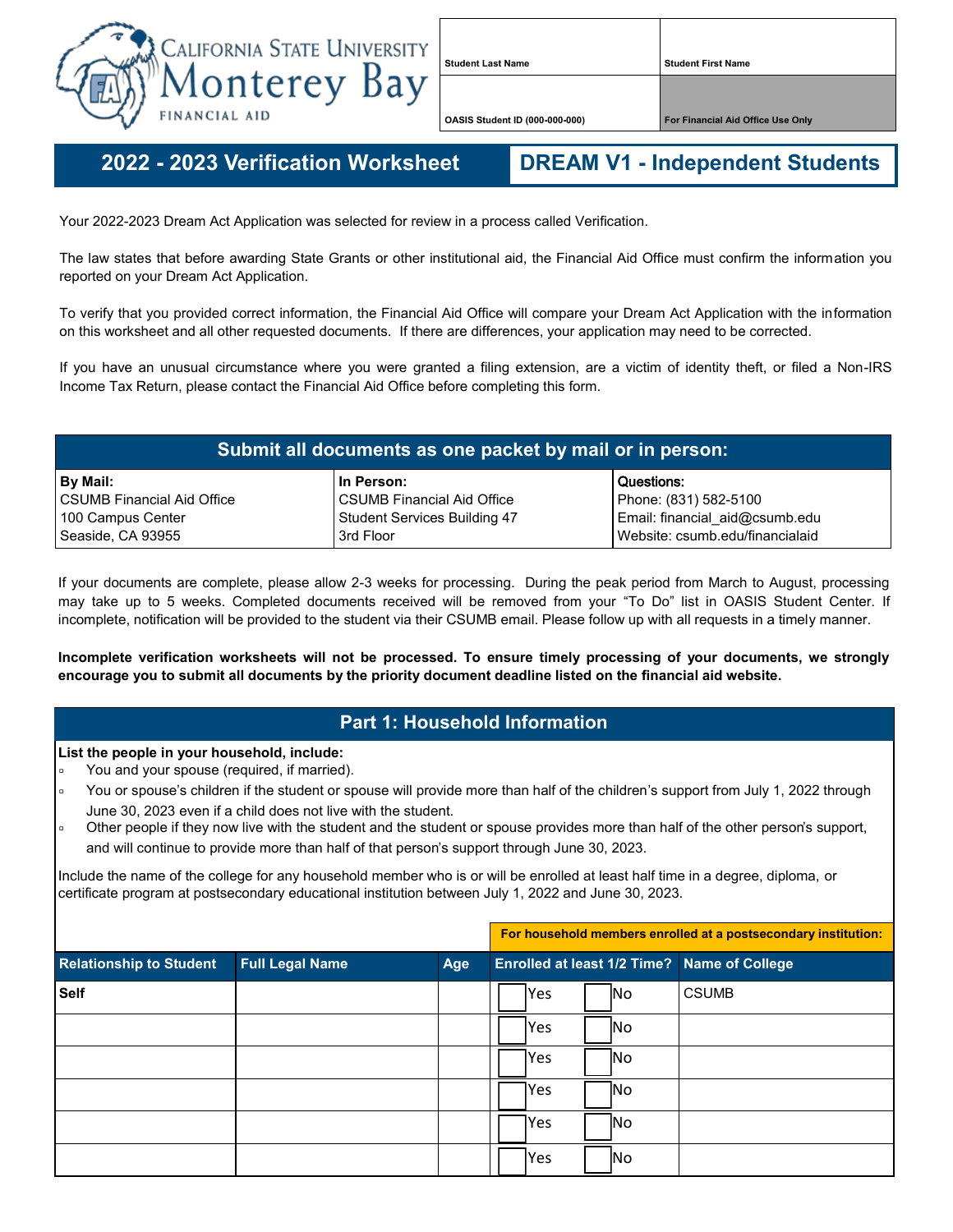California State University Monterey Bay
FINANCIAL AID

| Student Last Name | Student First Name |
|---|---|
| | |
| **OASIS Student ID (000-000-000)** | **For Financial Aid Office Use Only** |
| | |

# 2022 - 2023 Verification Worksheet

## DREAM V1 - Independent Students

Your 2022-2023 Dream Act Application was selected for review in a process called Verification.

The law states that before awarding State Grants or other institutional aid, the Financial Aid Office must confirm the information you reported on your Dream Act Application.

To verify that you provided correct information, the Financial Aid Office will compare your Dream Act Application with the information on this worksheet and all other requested documents. If there are differences, your application may need to be corrected.

If you have an unusual circumstance where you were granted a filing extension, are a victim of identity theft, or filed a Non-IRS Income Tax Return, please contact the Financial Aid Office before completing this form.

## Submit all documents as one packet by mail or in person:

| By Mail: | In Person: | Questions: |
|---|---|---|
| CSUMB Financial Aid Office | CSUMB Financial Aid Office | Phone: (831) 582-5100 |
| 100 Campus Center | Student Services Building 47 | Email: financial_aid@csumb.edu |
| Seaside, CA 93955 | 3rd Floor | Website: csumb.edu/financialaid |

If your documents are complete, please allow 2-3 weeks for processing. During the peak period from March to August, processing may take up to 5 weeks. Completed documents received will be removed from your "To Do" list in OASIS Student Center. If incomplete, notification will be provided to the student via their CSUMB email. Please follow up with all requests in a timely manner.

**Incomplete verification worksheets will not be processed. To ensure timely processing of your documents, we strongly encourage you to submit all documents by the priority document deadline listed on the financial aid website.**

## Part 1: Household Information

**List the people in your household, include:**

- You and your spouse (required, if married).
- You or spouse's children if the student or spouse will provide more than half of the children's support from July 1, 2022 through June 30, 2023 even if a child does not live with the student.
- Other people if they now live with the student and the student or spouse provides more than half of the other person's support, and will continue to provide more than half of that person's support through June 30, 2023.

Include the name of the college for any household member who is or will be enrolled at least half time in a degree, diploma, or certificate program at postsecondary educational institution between July 1, 2022 and June 30, 2023.

| | | | For household members enrolled at a postsecondary institution: | |
|---|---|---|---|---|
| **Relationship to Student** | **Full Legal Name** | **Age** | **Enrolled at least 1/2 Time?** | **Name of College** |
| **Self** | | | ☐ Yes ☐ No | CSUMB |
| | | | ☐ Yes ☐ No | |
| | | | ☐ Yes ☐ No | |
| | | | ☐ Yes ☐ No | |
| | | | ☐ Yes ☐ No | |
| | | | ☐ Yes ☐ No | |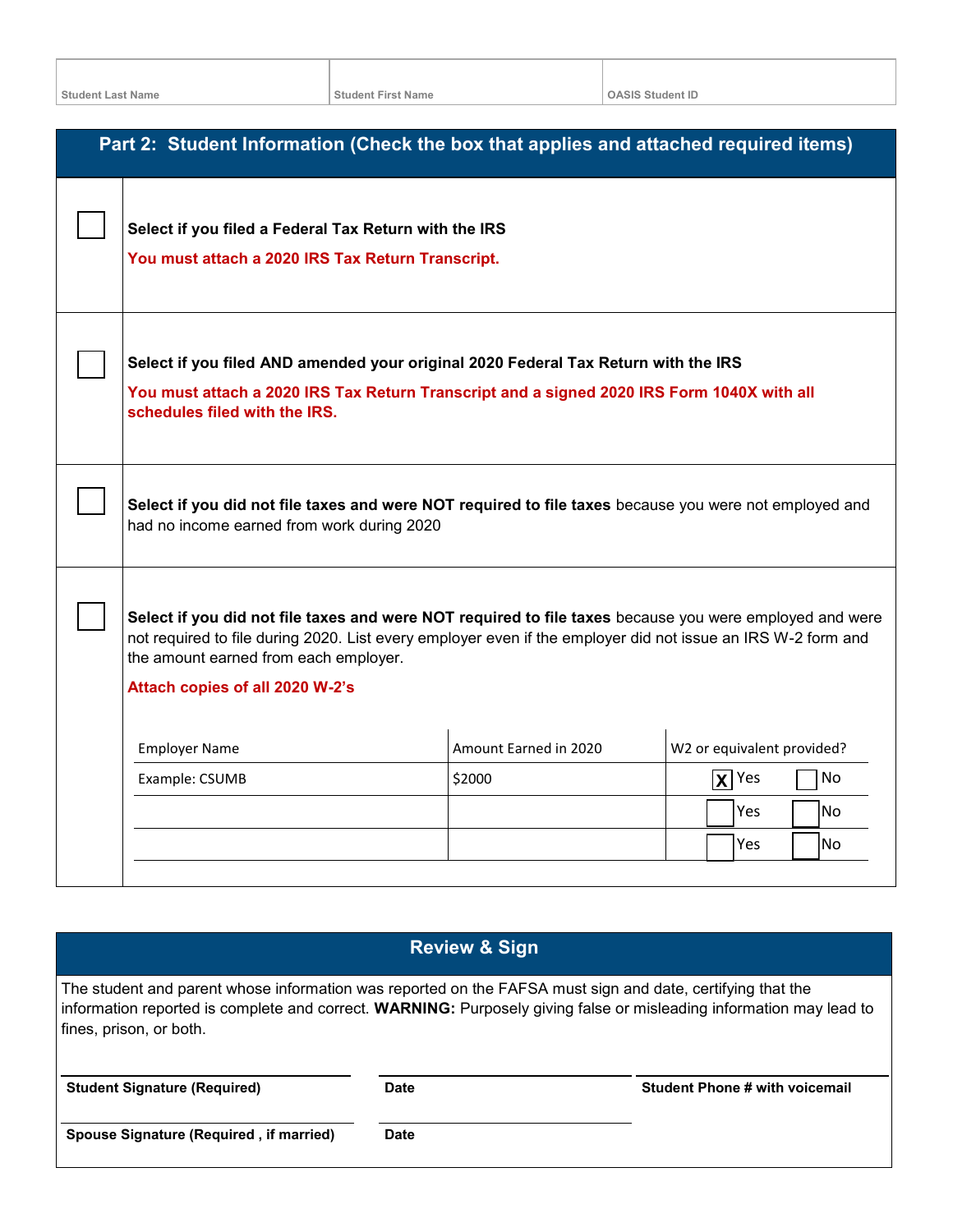| Student Last Name | Student First Name | OASIS Student ID |
|---|---|---|
| | | |

## Part 2: Student Information (Check the box that applies and attached required items)

☐ **Select if you filed a Federal Tax Return with the IRS**

**You must attach a 2020 IRS Tax Return Transcript.**

☐ **Select if you filed AND amended your original 2020 Federal Tax Return with the IRS**

**You must attach a 2020 IRS Tax Return Transcript and a signed 2020 IRS Form 1040X with all schedules filed with the IRS.**

☐ **Select if you did not file taxes and were NOT required to file taxes** because you were not employed and had no income earned from work during 2020

☐ **Select if you did not file taxes and were NOT required to file taxes** because you were employed and were not required to file during 2020. List every employer even if the employer did not issue an IRS W-2 form and the amount earned from each employer.

**Attach copies of all 2020 W-2's**

| Employer Name | Amount Earned in 2020 | W2 or equivalent provided? |
|---|---|---|
| Example: CSUMB | $2000 | ☒ Yes ☐ No |
| | | ☐ Yes ☐ No |
| | | ☐ Yes ☐ No |

## Review & Sign

The student and parent whose information was reported on the FAFSA must sign and date, certifying that the information reported is complete and correct. **WARNING:** Purposely giving false or misleading information may lead to fines, prison, or both.

| **Student Signature (Required)** | **Date** | **Student Phone # with voicemail** |
|---|---|---|
| **Spouse Signature (Required , if married)** | **Date** | |